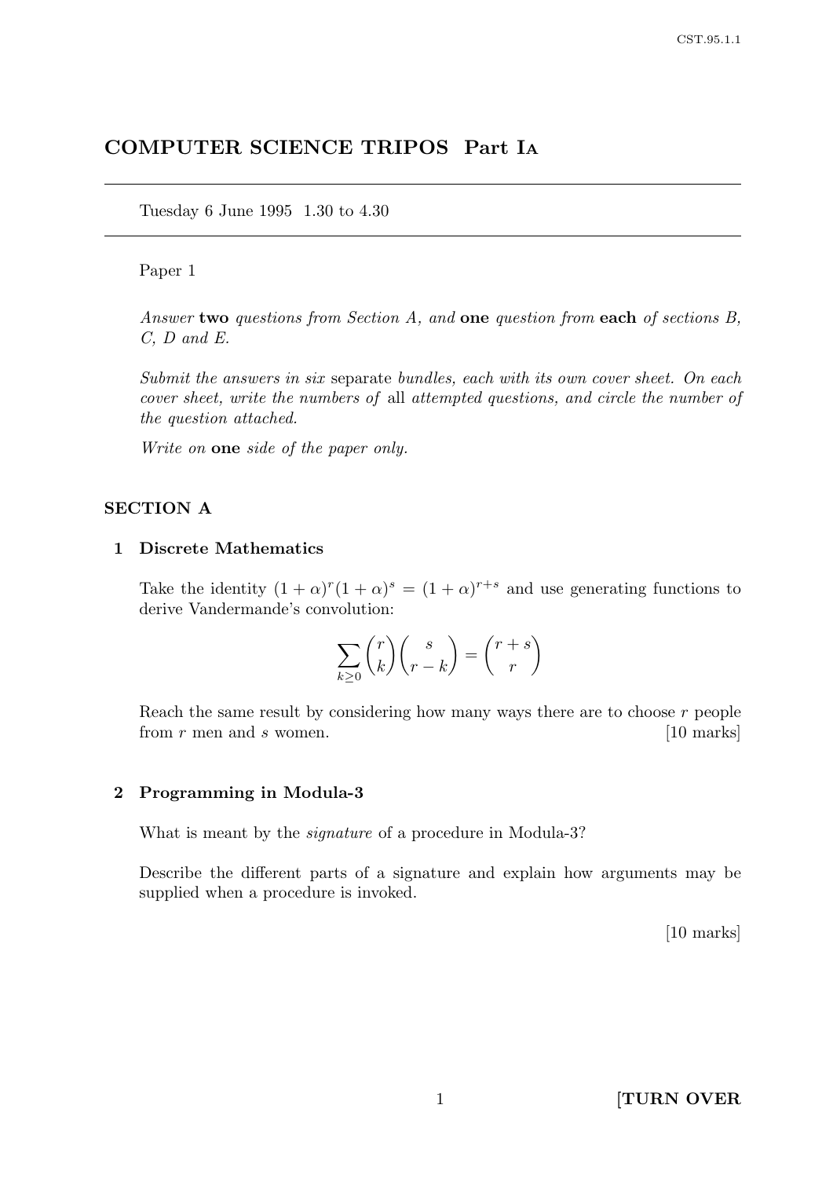# COMPUTER SCIENCE TRIPOS Part IA

Tuesday 6 June 1995 1.30 to 4.30

Paper 1

*Answer* **two** *questions from Section A, and* **one** *question from* **each** *of sections B, C, D and E.*

*Submit the answers in six* separate *bundles, each with its own cover sheet. On each cover sheet, write the numbers of* all *attempted questions, and circle the number of the question attached.*

*Write on* **one** *side of the paper only.*

## SECTION A

### 1 Discrete Mathematics

Take the identity $(1 + \alpha)^r(1 + \alpha)^s = (1 + \alpha)^{r+s}$ and use generating functions to derive Vandermande's convolution:

$$\sum_{k \geq 0} \binom{r}{k} \binom{s}{r-k} = \binom{r+s}{r}$$

Reach the same result by considering how many ways there are to choose $r$ people from $r$ men and $s$ women. [10 marks]

### 2 Programming in Modula-3

What is meant by the *signature* of a procedure in Modula-3?

Describe the different parts of a signature and explain how arguments may be supplied when a procedure is invoked.

[10 marks]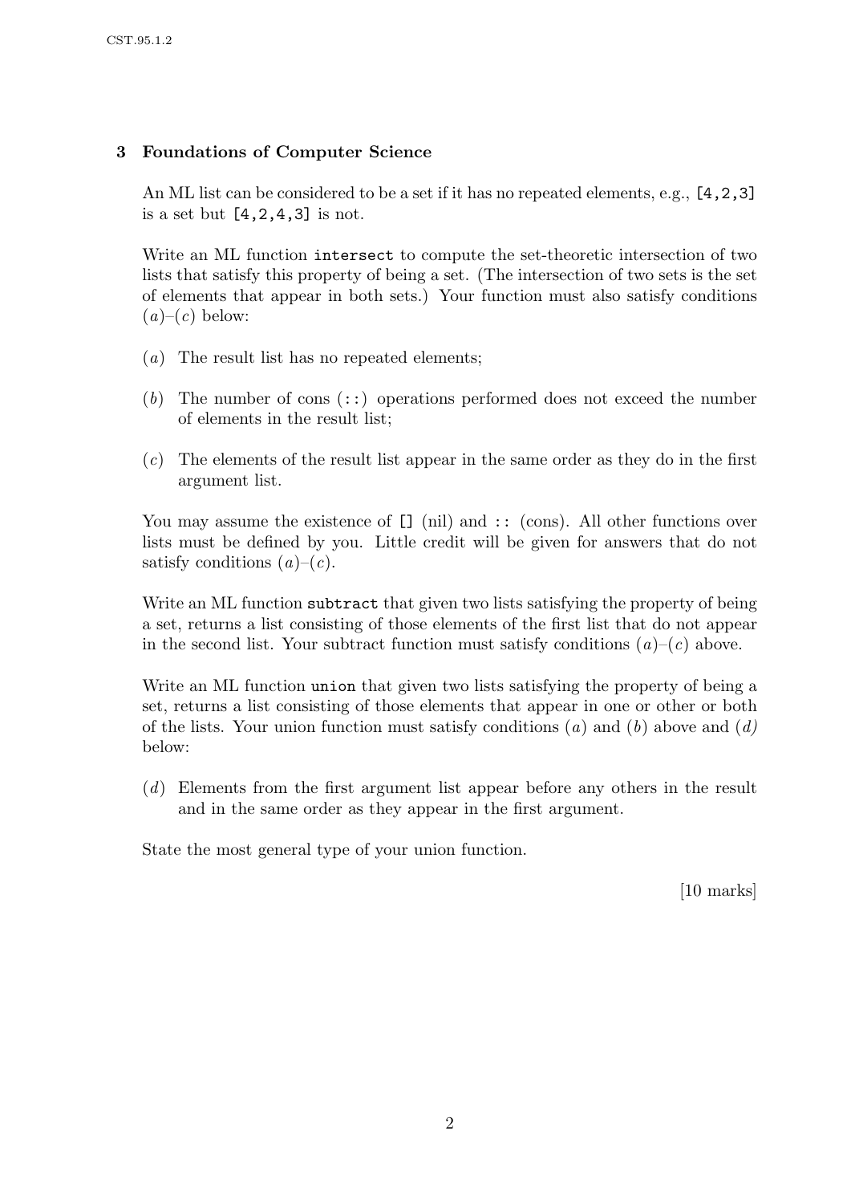## 3 Foundations of Computer Science

An ML list can be considered to be a set if it has no repeated elements, e.g., `[4,2,3]` is a set but `[4,2,4,3]` is not.

Write an ML function `intersect` to compute the set-theoretic intersection of two lists that satisfy this property of being a set. (The intersection of two sets is the set of elements that appear in both sets.) Your function must also satisfy conditions (*a*)–(*c*) below:

(*a*) The result list has no repeated elements;

(*b*) The number of cons (`::`) operations performed does not exceed the number of elements in the result list;

(*c*) The elements of the result list appear in the same order as they do in the first argument list.

You may assume the existence of `[]` (nil) and `::` (cons). All other functions over lists must be defined by you. Little credit will be given for answers that do not satisfy conditions (*a*)–(*c*).

Write an ML function `subtract` that given two lists satisfying the property of being a set, returns a list consisting of those elements of the first list that do not appear in the second list. Your subtract function must satisfy conditions (*a*)–(*c*) above.

Write an ML function `union` that given two lists satisfying the property of being a set, returns a list consisting of those elements that appear in one or other or both of the lists. Your union function must satisfy conditions (*a*) and (*b*) above and (*d*) below:

(*d*) Elements from the first argument list appear before any others in the result and in the same order as they appear in the first argument.

State the most general type of your union function.

[10 marks]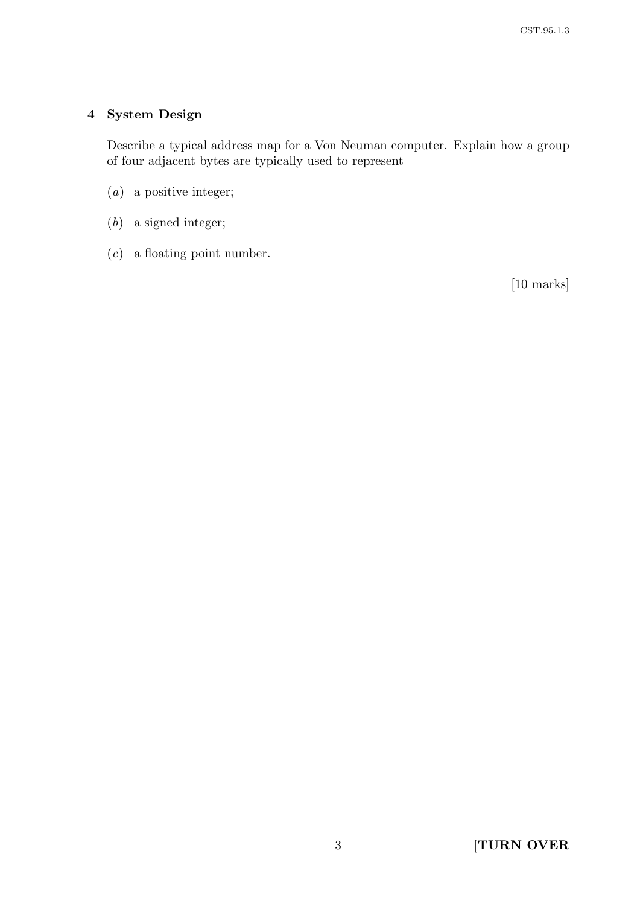## 4 System Design

Describe a typical address map for a Von Neuman computer. Explain how a group of four adjacent bytes are typically used to represent

(*a*) a positive integer;

(*b*) a signed integer;

(*c*) a floating point number.

[10 marks]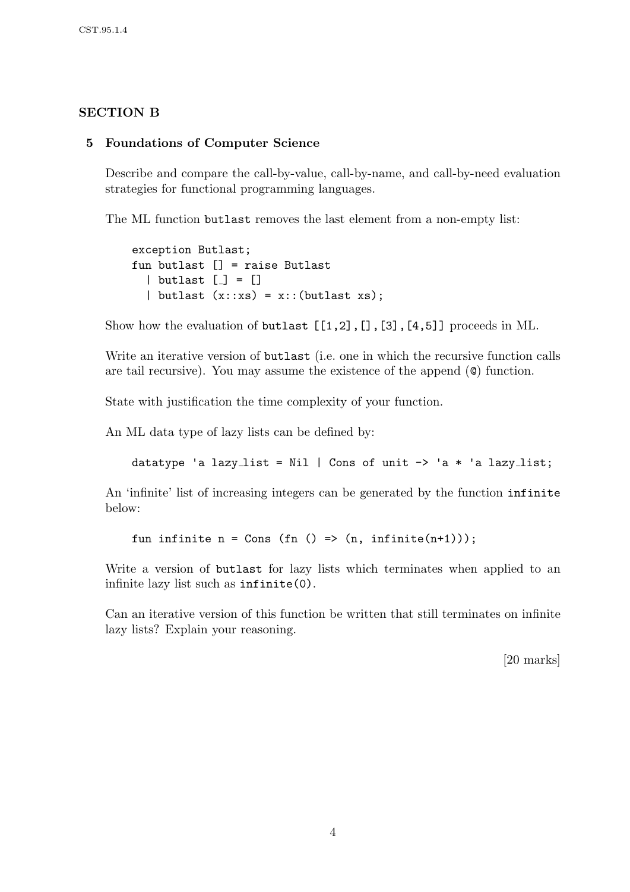## SECTION B

### 5 Foundations of Computer Science

Describe and compare the call-by-value, call-by-name, and call-by-need evaluation strategies for functional programming languages.

The ML function `butlast` removes the last element from a non-empty list:

```
exception Butlast;
fun butlast [] = raise Butlast
  | butlast [_] = []
  | butlast (x::xs) = x::(butlast xs);
```

Show how the evaluation of `butlast [[1,2],[],[3],[4,5]]` proceeds in ML.

Write an iterative version of `butlast` (i.e. one in which the recursive function calls are tail recursive). You may assume the existence of the append (`@`) function.

State with justification the time complexity of your function.

An ML data type of lazy lists can be defined by:

```
datatype 'a lazy_list = Nil | Cons of unit -> 'a * 'a lazy_list;
```

An 'infinite' list of increasing integers can be generated by the function `infinite` below:

```
fun infinite n = Cons (fn () => (n, infinite(n+1)));
```

Write a version of `butlast` for lazy lists which terminates when applied to an infinite lazy list such as `infinite(0)`.

Can an iterative version of this function be written that still terminates on infinite lazy lists? Explain your reasoning.

[20 marks]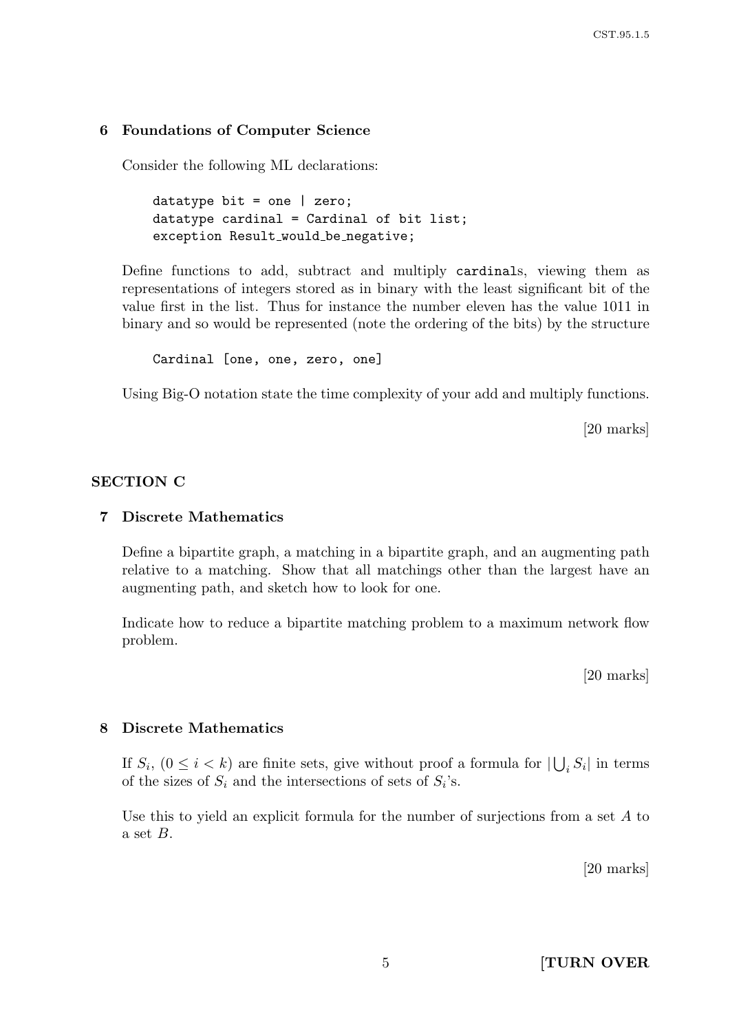## 6 Foundations of Computer Science

Consider the following ML declarations:

```
datatype bit = one | zero;
datatype cardinal = Cardinal of bit list;
exception Result_would_be_negative;
```

Define functions to add, subtract and multiply `cardinal`s, viewing them as representations of integers stored as in binary with the least significant bit of the value first in the list. Thus for instance the number eleven has the value 1011 in binary and so would be represented (note the ordering of the bits) by the structure

```
Cardinal [one, one, zero, one]
```

Using Big-O notation state the time complexity of your add and multiply functions.

[20 marks]

# SECTION C

## 7 Discrete Mathematics

Define a bipartite graph, a matching in a bipartite graph, and an augmenting path relative to a matching. Show that all matchings other than the largest have an augmenting path, and sketch how to look for one.

Indicate how to reduce a bipartite matching problem to a maximum network flow problem.

[20 marks]

## 8 Discrete Mathematics

If $S_i$, $(0 \leq i < k)$ are finite sets, give without proof a formula for $|\bigcup_i S_i|$ in terms of the sizes of $S_i$ and the intersections of sets of $S_i$'s.

Use this to yield an explicit formula for the number of surjections from a set $A$ to a set $B$.

[20 marks]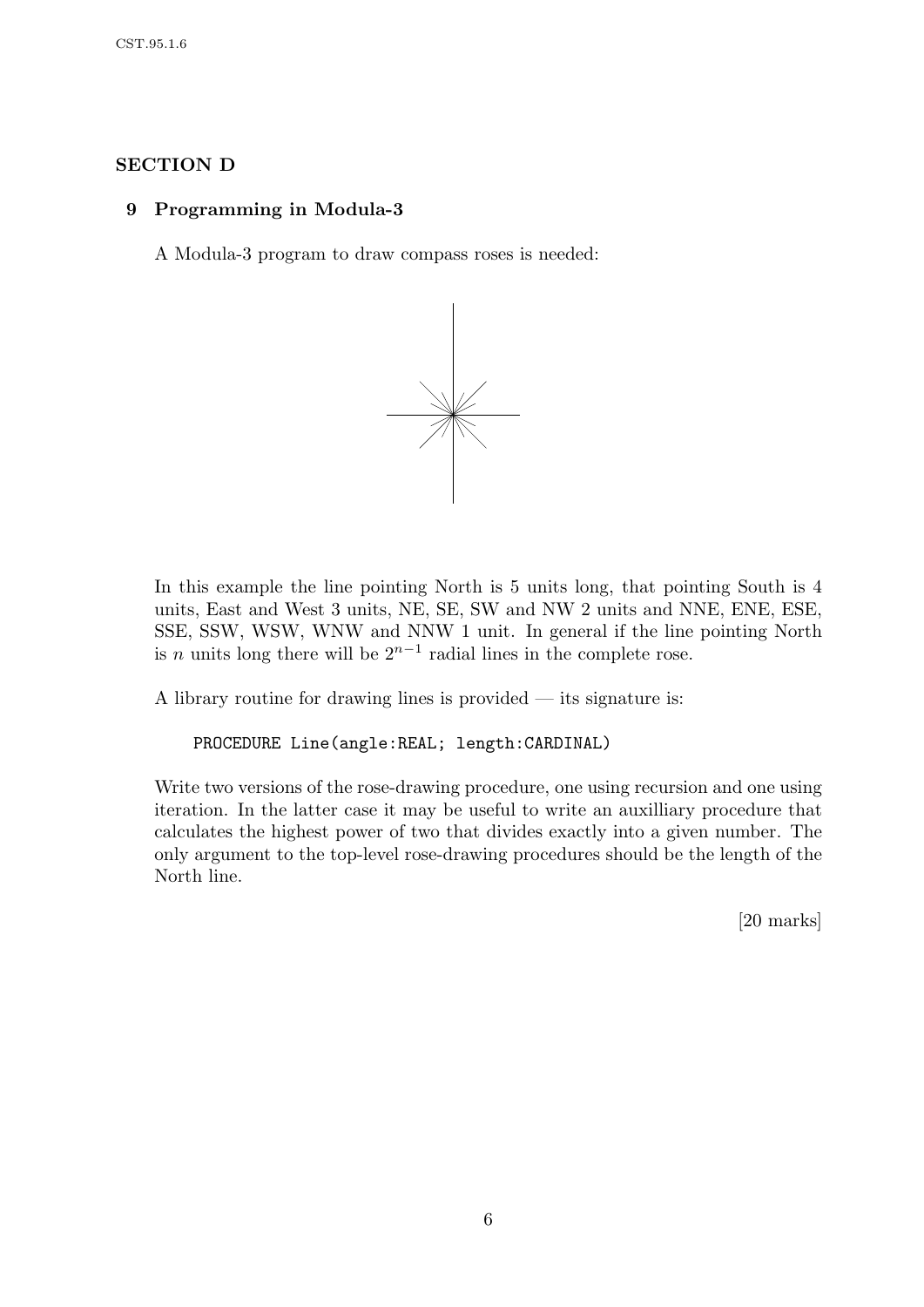## SECTION D

### 9 Programming in Modula-3

A Modula-3 program to draw compass roses is needed:

In this example the line pointing North is 5 units long, that pointing South is 4 units, East and West 3 units, NE, SE, SW and NW 2 units and NNE, ENE, ESE, SSE, SSW, WSW, WNW and NNW 1 unit. In general if the line pointing North is $n$ units long there will be $2^{n-1}$ radial lines in the complete rose.

A library routine for drawing lines is provided — its signature is:

```
PROCEDURE Line(angle:REAL; length:CARDINAL)
```

Write two versions of the rose-drawing procedure, one using recursion and one using iteration. In the latter case it may be useful to write an auxilliary procedure that calculates the highest power of two that divides exactly into a given number. The only argument to the top-level rose-drawing procedures should be the length of the North line.

[20 marks]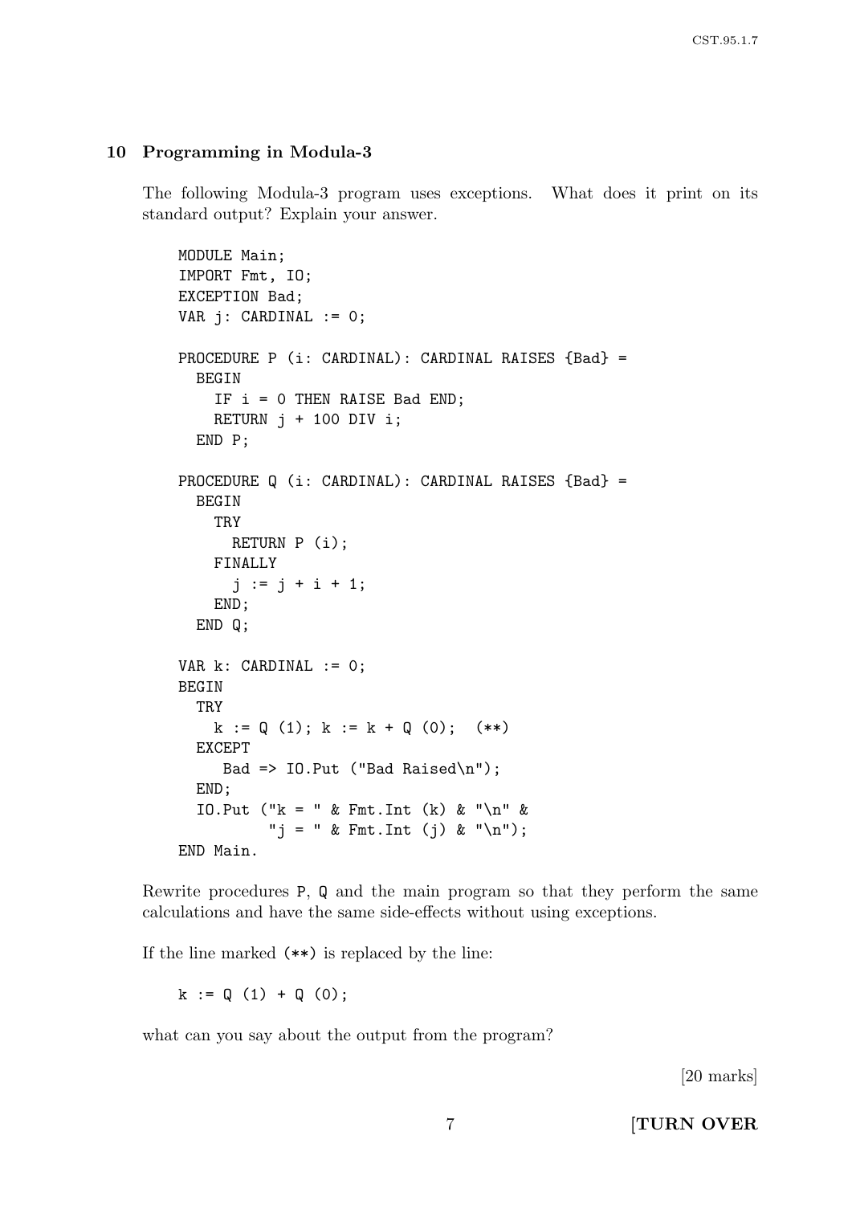## 10 Programming in Modula-3

The following Modula-3 program uses exceptions. What does it print on its standard output? Explain your answer.

```
MODULE Main;
IMPORT Fmt, IO;
EXCEPTION Bad;
VAR j: CARDINAL := 0;

PROCEDURE P (i: CARDINAL): CARDINAL RAISES {Bad} =
  BEGIN
    IF i = 0 THEN RAISE Bad END;
    RETURN j + 100 DIV i;
  END P;

PROCEDURE Q (i: CARDINAL): CARDINAL RAISES {Bad} =
  BEGIN
    TRY
      RETURN P (i);
    FINALLY
      j := j + i + 1;
    END;
  END Q;

VAR k: CARDINAL := 0;
BEGIN
  TRY
    k := Q (1); k := k + Q (0);  (**)
  EXCEPT
     Bad => IO.Put ("Bad Raised\n");
  END;
  IO.Put ("k = " & Fmt.Int (k) & "\n" &
          "j = " & Fmt.Int (j) & "\n");
END Main.
```

Rewrite procedures P, Q and the main program so that they perform the same calculations and have the same side-effects without using exceptions.

If the line marked (**) is replaced by the line:

```
k := Q (1) + Q (0);
```

what can you say about the output from the program?

[20 marks]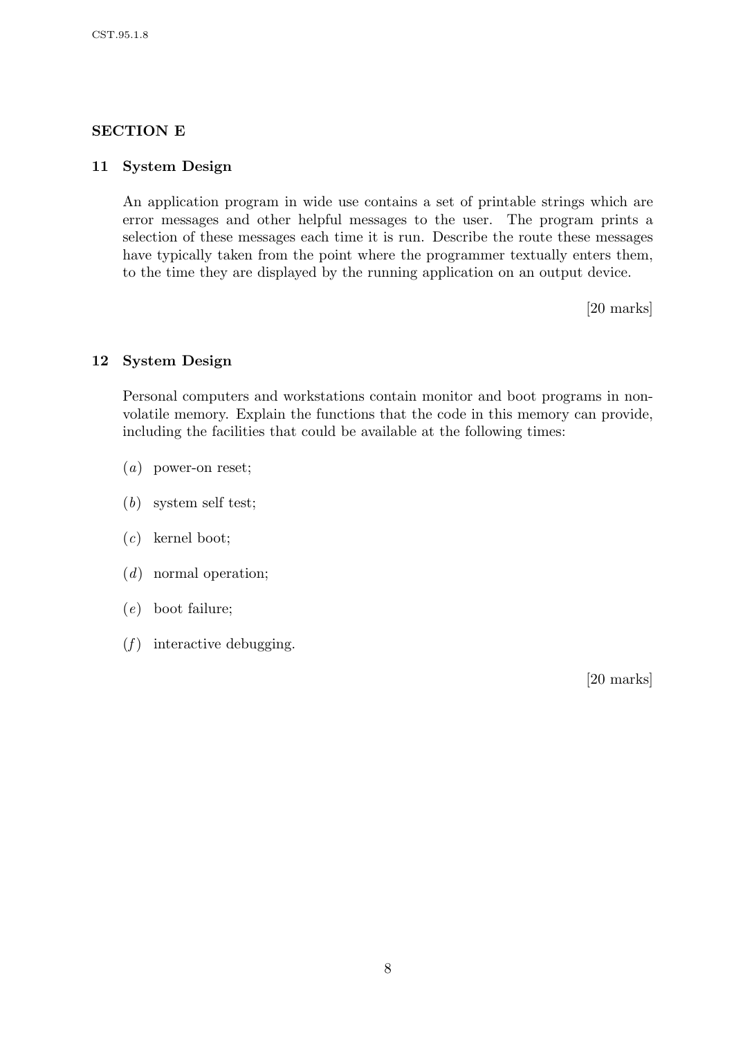## SECTION E

### 11 System Design

An application program in wide use contains a set of printable strings which are error messages and other helpful messages to the user. The program prints a selection of these messages each time it is run. Describe the route these messages have typically taken from the point where the programmer textually enters them, to the time they are displayed by the running application on an output device.

[20 marks]

### 12 System Design

Personal computers and workstations contain monitor and boot programs in non-volatile memory. Explain the functions that the code in this memory can provide, including the facilities that could be available at the following times:

(*a*) power-on reset;

(*b*) system self test;

(*c*) kernel boot;

(*d*) normal operation;

(*e*) boot failure;

(*f*) interactive debugging.

[20 marks]